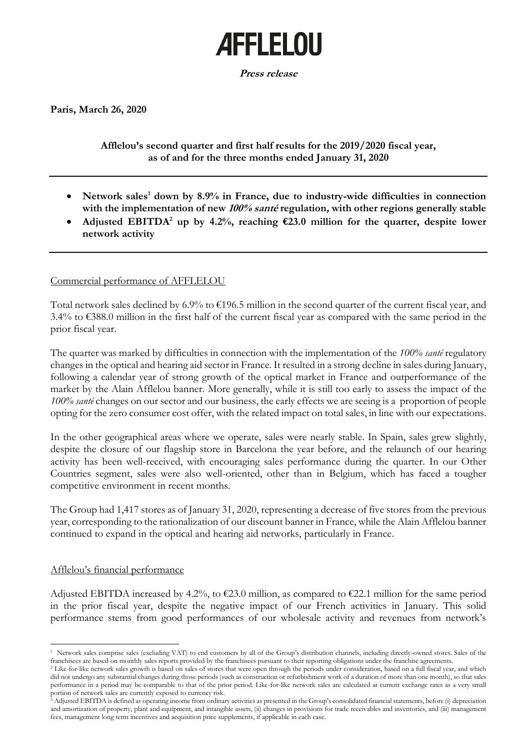# AFFLELOU

**_Press release_**

**Paris, March 26, 2020**

**Afflelou's second quarter and first half results for the 2019/2020 fiscal year, as of and for the three months ended January 31, 2020**

---

- **Network sales[1] down by 8.9% in France, due to industry-wide difficulties in connection with the implementation of new _100% santé_ regulation, with other regions generally stable**
- **Adjusted EBITDA[2] up by 4.2%, reaching €23.0 million for the quarter, despite lower network activity**

---

Commercial performance of AFFLELOU

Total network sales declined by 6.9% to €196.5 million in the second quarter of the current fiscal year, and 3.4% to €388.0 million in the first half of the current fiscal year as compared with the same period in the prior fiscal year.

The quarter was marked by difficulties in connection with the implementation of the *100% santé* regulatory changes in the optical and hearing aid sector in France. It resulted in a strong decline in sales during January, following a calendar year of strong growth of the optical market in France and outperformance of the market by the Alain Afflelou banner. More generally, while it is still too early to assess the impact of the *100% santé* changes on our sector and our business, the early effects we are seeing is a proportion of people opting for the zero consumer cost offer, with the related impact on total sales, in line with our expectations.

In the other geographical areas where we operate, sales were nearly stable. In Spain, sales grew slightly, despite the closure of our flagship store in Barcelona the year before, and the relaunch of our hearing activity has been well-received, with encouraging sales performance during the quarter. In our Other Countries segment, sales were also well-oriented, other than in Belgium, which has faced a tougher competitive environment in recent months.

The Group had 1,417 stores as of January 31, 2020, representing a decrease of five stores from the previous year, corresponding to the rationalization of our discount banner in France, while the Alain Afflelou banner continued to expand in the optical and hearing aid networks, particularly in France.

Afflelou's financial performance

Adjusted EBITDA increased by 4.2%, to €23.0 million, as compared to €22.1 million for the same period in the prior fiscal year, despite the negative impact of our French activities in January. This solid performance stems from good performances of our wholesale activity and revenues from network's

---

[1] Network sales comprise sales (excluding VAT) to end customers by all of the Group's distribution channels, including directly-owned stores. Sales of the franchisees are based on monthly sales reports provided by the franchisees pursuant to their reporting obligations under the franchise agreements.

[2] Like-for-like network sales growth is based on sales of stores that were open through the periods under consideration, based on a full fiscal year, and which did not undergo any substantial changes during those periods (such as construction or refurbishment work of a duration of more than one month), so that sales performance in a period may be comparable to that of the prior period. Like-for-like network sales are calculated at current exchange rates as a very small portion of network sales are currently exposed to currency risk.

[3] Adjusted EBITDA is defined as operating income from ordinary activities as presented in the Group's consolidated financial statements, before (i) depreciation and amortization of property, plant and equipment, and intangible assets, (ii) changes in provisions for trade receivables and inventories, and (iii) management fees, management long term incentives and acquisition price supplements, if applicable in each case.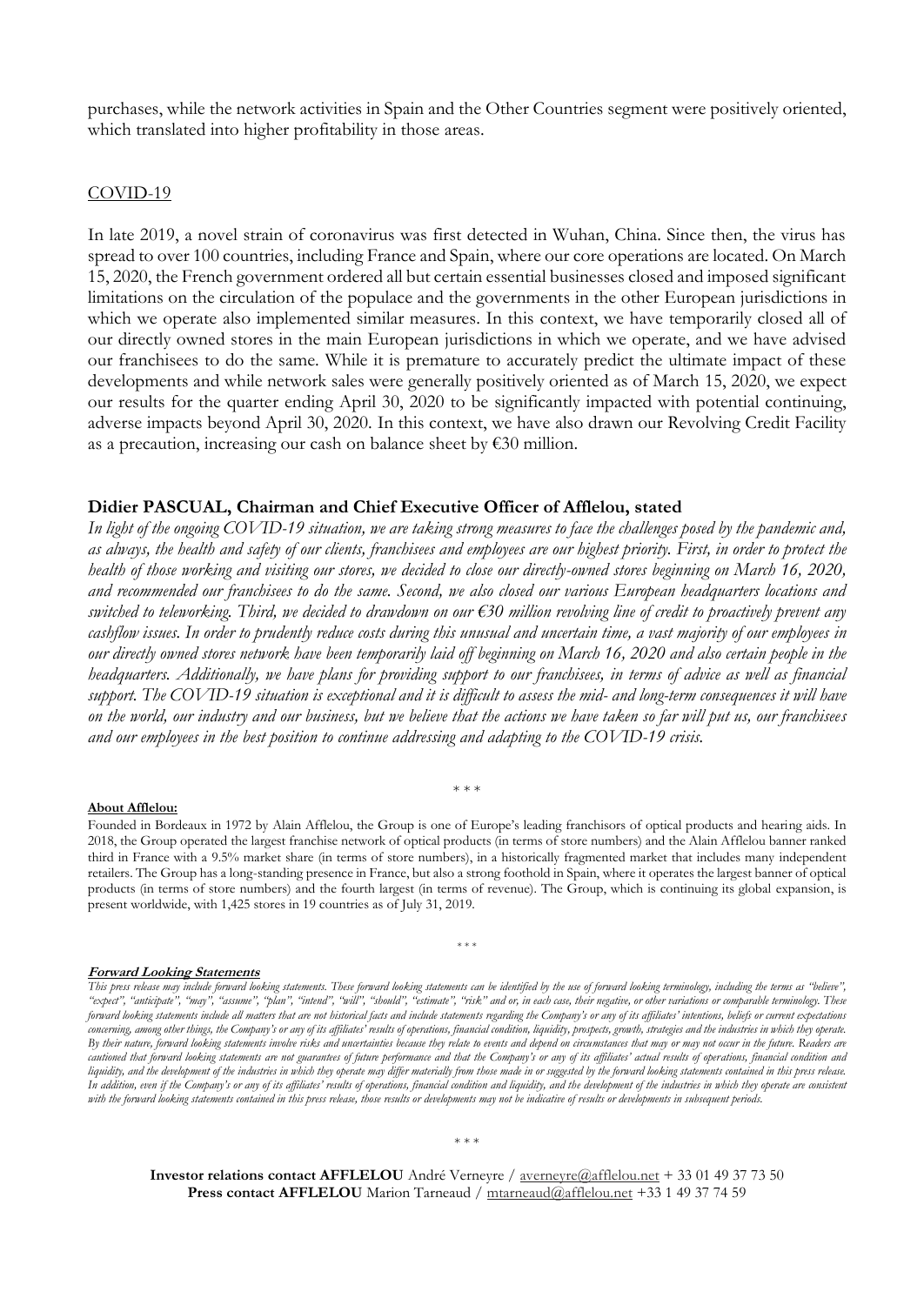purchases, while the network activities in Spain and the Other Countries segment were positively oriented, which translated into higher profitability in those areas.

## COVID-19

In late 2019, a novel strain of coronavirus was first detected in Wuhan, China. Since then, the virus has spread to over 100 countries, including France and Spain, where our core operations are located. On March 15, 2020, the French government ordered all but certain essential businesses closed and imposed significant limitations on the circulation of the populace and the governments in the other European jurisdictions in which we operate also implemented similar measures. In this context, we have temporarily closed all of our directly owned stores in the main European jurisdictions in which we operate, and we have advised our franchisees to do the same. While it is premature to accurately predict the ultimate impact of these developments and while network sales were generally positively oriented as of March 15, 2020, we expect our results for the quarter ending April 30, 2020 to be significantly impacted with potential continuing, adverse impacts beyond April 30, 2020. In this context, we have also drawn our Revolving Credit Facility as a precaution, increasing our cash on balance sheet by €30 million.

### Didier PASCUAL, Chairman and Chief Executive Officer of Afflelou, stated

*In light of the ongoing COVID-19 situation, we are taking strong measures to face the challenges posed by the pandemic and, as always, the health and safety of our clients, franchisees and employees are our highest priority. First, in order to protect the health of those working and visiting our stores, we decided to close our directly-owned stores beginning on March 16, 2020, and recommended our franchisees to do the same. Second, we also closed our various European headquarters locations and switched to teleworking. Third, we decided to drawdown on our €30 million revolving line of credit to proactively prevent any cashflow issues. In order to prudently reduce costs during this unusual and uncertain time, a vast majority of our employees in our directly owned stores network have been temporarily laid off beginning on March 16, 2020 and also certain people in the headquarters. Additionally, we have plans for providing support to our franchisees, in terms of advice as well as financial support. The COVID-19 situation is exceptional and it is difficult to assess the mid- and long-term consequences it will have on the world, our industry and our business, but we believe that the actions we have taken so far will put us, our franchisees and our employees in the best position to continue addressing and adapting to the COVID-19 crisis.*

\* \* \*

**About Afflelou:**

Founded in Bordeaux in 1972 by Alain Afflelou, the Group is one of Europe's leading franchisors of optical products and hearing aids. In 2018, the Group operated the largest franchise network of optical products (in terms of store numbers) and the Alain Afflelou banner ranked third in France with a 9.5% market share (in terms of store numbers), in a historically fragmented market that includes many independent retailers. The Group has a long-standing presence in France, but also a strong foothold in Spain, where it operates the largest banner of optical products (in terms of store numbers) and the fourth largest (in terms of revenue). The Group, which is continuing its global expansion, is present worldwide, with 1,425 stores in 19 countries as of July 31, 2019.

\* \* \*

***Forward Looking Statements***

*This press release may include forward looking statements. These forward looking statements can be identified by the use of forward looking terminology, including the terms as "believe", "expect", "anticipate", "may", "assume", "plan", "intend", "will", "should", "estimate", "risk" and or, in each case, their negative, or other variations or comparable terminology. These forward looking statements include all matters that are not historical facts and include statements regarding the Company's or any of its affiliates' intentions, beliefs or current expectations concerning, among other things, the Company's or any of its affiliates' results of operations, financial condition, liquidity, prospects, growth, strategies and the industries in which they operate. By their nature, forward looking statements involve risks and uncertainties because they relate to events and depend on circumstances that may or may not occur in the future. Readers are cautioned that forward looking statements are not guarantees of future performance and that the Company's or any of its affiliates' actual results of operations, financial condition and liquidity, and the development of the industries in which they operate may differ materially from those made in or suggested by the forward looking statements contained in this press release. In addition, even if the Company's or any of its affiliates' results of operations, financial condition and liquidity, and the development of the industries in which they operate are consistent with the forward looking statements contained in this press release, those results or developments may not be indicative of results or developments in subsequent periods.*

\* \* \*

**Investor relations contact AFFLELOU** André Verneyre / averneyre@afflelou.net + 33 01 49 37 73 50
**Press contact AFFLELOU** Marion Tarneaud / mtarneaud@afflelou.net +33 1 49 37 74 59